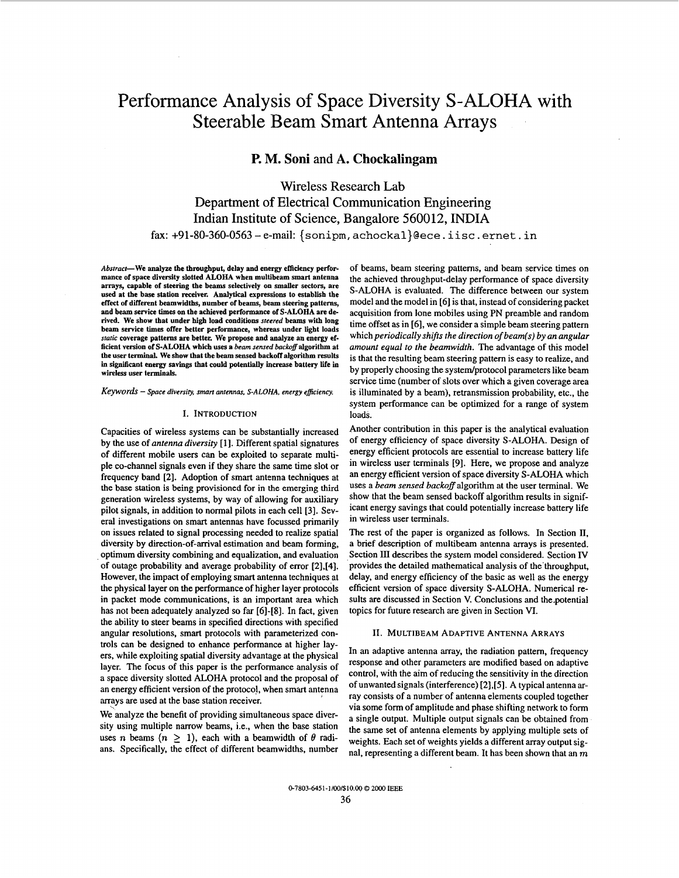# Performance Analysis of Space Diversity S-ALOHA with Steerable Beam Smart Antenna Arrays

**P. M. Soni and A. Chockalingam**

Wireless Research Lab
Department of Electrical Communication Engineering
Indian Institute of Science, Bangalore 560012, INDIA
fax: +91-80-360-0563 – e-mail: {sonipm, achockal}@ece.iisc.ernet.in

***Abstract*—We analyze the throughput, delay and energy efficiency performance of space diversity slotted ALOHA when multibeam smart antenna arrays, capable of steering the beams selectively on smaller sectors, are used at the base station receiver. Analytical expressions to establish the effect of different beamwidths, number of beams, beam steering patterns, and beam service times on the achieved performance of S-ALOHA are derived. We show that under high load conditions *steered* beams with long beam service times offer better performance, whereas under light loads *static* coverage patterns are better. We propose and analyze an energy efficient version of S-ALOHA which uses a *beam sensed backoff* algorithm at the user terminal. We show that the beam sensed backoff algorithm results in significant energy savings that could potentially increase battery life in wireless user terminals.**

*Keywords – Space diversity, smart antennas, S-ALOHA, energy efficiency.*

## I. Introduction

Capacities of wireless systems can be substantially increased by the use of *antenna diversity* [1]. Different spatial signatures of different mobile users can be exploited to separate multiple co-channel signals even if they share the same time slot or frequency band [2]. Adoption of smart antenna techniques at the base station is being provisioned for in the emerging third generation wireless systems, by way of allowing for auxiliary pilot signals, in addition to normal pilots in each cell [3]. Several investigations on smart antennas have focussed primarily on issues related to signal processing needed to realize spatial diversity by direction-of-arrival estimation and beam forming, optimum diversity combining and equalization, and evaluation of outage probability and average probability of error [2],[4]. However, the impact of employing smart antenna techniques at the physical layer on the performance of higher layer protocols in packet mode communications, is an important area which has not been adequately analyzed so far [6]-[8]. In fact, given the ability to steer beams in specified directions with specified angular resolutions, smart protocols with parameterized controls can be designed to enhance performance at higher layers, while exploiting spatial diversity advantage at the physical layer. The focus of this paper is the performance analysis of a space diversity slotted ALOHA protocol and the proposal of an energy efficient version of the protocol, when smart antenna arrays are used at the base station receiver.

We analyze the benefit of providing simultaneous space diversity using multiple narrow beams, i.e., when the base station uses $n$ beams ($n \geq 1$), each with a beamwidth of $\theta$ radians. Specifically, the effect of different beamwidths, number of beams, beam steering patterns, and beam service times on the achieved throughput-delay performance of space diversity S-ALOHA is evaluated. The difference between our system model and the model in [6] is that, instead of considering packet acquisition from lone mobiles using PN preamble and random time offset as in [6], we consider a simple beam steering pattern which *periodically shifts the direction of beam(s) by an angular amount equal to the beamwidth*. The advantage of this model is that the resulting beam steering pattern is easy to realize, and by properly choosing the system/protocol parameters like beam service time (number of slots over which a given coverage area is illuminated by a beam), retransmission probability, etc., the system performance can be optimized for a range of system loads.

Another contribution in this paper is the analytical evaluation of energy efficiency of space diversity S-ALOHA. Design of energy efficient protocols are essential to increase battery life in wireless user terminals [9]. Here, we propose and analyze an energy efficient version of space diversity S-ALOHA which uses a *beam sensed backoff* algorithm at the user terminal. We show that the beam sensed backoff algorithm results in significant energy savings that could potentially increase battery life in wireless user terminals.

The rest of the paper is organized as follows. In Section II, a brief description of multibeam antenna arrays is presented. Section III describes the system model considered. Section IV provides the detailed mathematical analysis of the throughput, delay, and energy efficiency of the basic as well as the energy efficient version of space diversity S-ALOHA. Numerical results are discussed in Section V. Conclusions and the potential topics for future research are given in Section VI.

## II. Multibeam Adaptive Antenna Arrays

In an adaptive antenna array, the radiation pattern, frequency response and other parameters are modified based on adaptive control, with the aim of reducing the sensitivity in the direction of unwanted signals (interference) [2],[5]. A typical antenna array consists of a number of antenna elements coupled together via some form of amplitude and phase shifting network to form a single output. Multiple output signals can be obtained from the same set of antenna elements by applying multiple sets of weights. Each set of weights yields a different array output signal, representing a different beam. It has been shown that an $m$

0-7803-6451-1/00/$10.00 © 2000 IEEE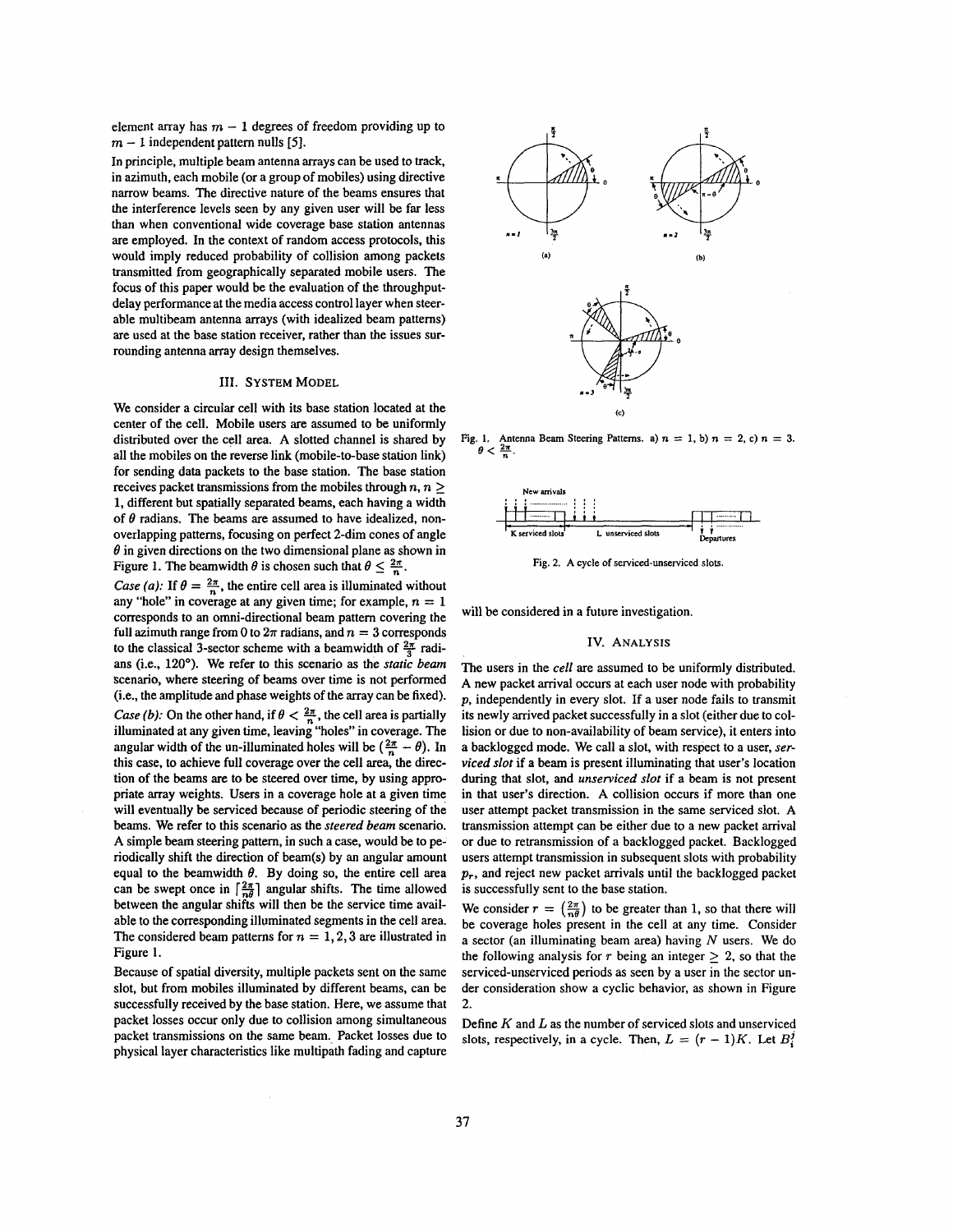element array has $m-1$ degrees of freedom providing up to $m-1$ independent pattern nulls [5].

In principle, multiple beam antenna arrays can be used to track, in azimuth, each mobile (or a group of mobiles) using directive narrow beams. The directive nature of the beams ensures that the interference levels seen by any given user will be far less than when conventional wide coverage base station antennas are employed. In the context of random access protocols, this would imply reduced probability of collision among packets transmitted from geographically separated mobile users. The focus of this paper would be the evaluation of the throughput-delay performance at the media access control layer when steerable multibeam antenna arrays (with idealized beam patterns) are used at the base station receiver, rather than the issues surrounding antenna array design themselves.

## III. System Model

We consider a circular cell with its base station located at the center of the cell. Mobile users are assumed to be uniformly distributed over the cell area. A slotted channel is shared by all the mobiles on the reverse link (mobile-to-base station link) for sending data packets to the base station. The base station receives packet transmissions from the mobiles through $n$, $n \geq 1$, different but spatially separated beams, each having a width of $\theta$ radians. The beams are assumed to have idealized, non-overlapping patterns, focusing on perfect 2-dim cones of angle $\theta$ in given directions on the two dimensional plane as shown in Figure 1. The beamwidth $\theta$ is chosen such that $\theta \leq \frac{2\pi}{n}$.

*Case (a):* If $\theta = \frac{2\pi}{n}$, the entire cell area is illuminated without any "hole" in coverage at any given time; for example, $n=1$ corresponds to an omni-directional beam pattern covering the full azimuth range from 0 to $2\pi$ radians, and $n=3$ corresponds to the classical 3-sector scheme with a beamwidth of $\frac{2\pi}{3}$ radians (i.e., 120°). We refer to this scenario as the *static beam* scenario, where steering of beams over time is not performed (i.e., the amplitude and phase weights of the array can be fixed).

*Case (b):* On the other hand, if $\theta < \frac{2\pi}{n}$, the cell area is partially illuminated at any given time, leaving "holes" in coverage. The angular width of the un-illuminated holes will be $(\frac{2\pi}{n} - \theta)$. In this case, to achieve full coverage over the cell area, the direction of the beams are to be steered over time, by using appropriate array weights. Users in a coverage hole at a given time will eventually be serviced because of periodic steering of the beams. We refer to this scenario as the *steered beam* scenario. A simple beam steering pattern, in such a case, would be to periodically shift the direction of beam(s) by an angular amount equal to the beamwidth $\theta$. By doing so, the entire cell area can be swept once in $\lceil \frac{2\pi}{n\theta} \rceil$ angular shifts. The time allowed between the angular shifts will then be the service time available to the corresponding illuminated segments in the cell area. The considered beam patterns for $n = 1, 2, 3$ are illustrated in Figure 1.

Because of spatial diversity, multiple packets sent on the same slot, but from mobiles illuminated by different beams, can be successfully received by the base station. Here, we assume that packet losses occur only due to collision among simultaneous packet transmissions on the same beam. Packet losses due to physical layer characteristics like multipath fading and capture will be considered in a future investigation.

Fig. 1. Antenna Beam Steering Patterns. a) $n=1$, b) $n=2$, c) $n=3$. $\theta < \frac{2\pi}{n}$.

Fig. 2. A cycle of serviced-unserviced slots.

## IV. Analysis

The users in the *cell* are assumed to be uniformly distributed. A new packet arrival occurs at each user node with probability $p$, independently in every slot. If a user node fails to transmit its newly arrived packet successfully in a slot (either due to collision or due to non-availability of beam service), it enters into a backlogged mode. We call a slot, with respect to a user, *serviced slot* if a beam is present illuminating that user's location during that slot, and *unserviced slot* if a beam is not present in that user's direction. A collision occurs if more than one user attempt packet transmission in the same serviced slot. A transmission attempt can be either due to a new packet arrival or due to retransmission of a backlogged packet. Backlogged users attempt transmission in subsequent slots with probability $p_r$, and reject new packet arrivals until the backlogged packet is successfully sent to the base station.

We consider $r = \left(\frac{2\pi}{n\theta}\right)$ to be greater than 1, so that there will be coverage holes present in the cell at any time. Consider a sector (an illuminating beam area) having $N$ users. We do the following analysis for $r$ being an integer $\geq 2$, so that the serviced-unserviced periods as seen by a user in the sector under consideration show a cyclic behavior, as shown in Figure 2.

Define $K$ and $L$ as the number of serviced slots and unserviced slots, respectively, in a cycle. Then, $L = (r-1)K$. Let $B_i^j$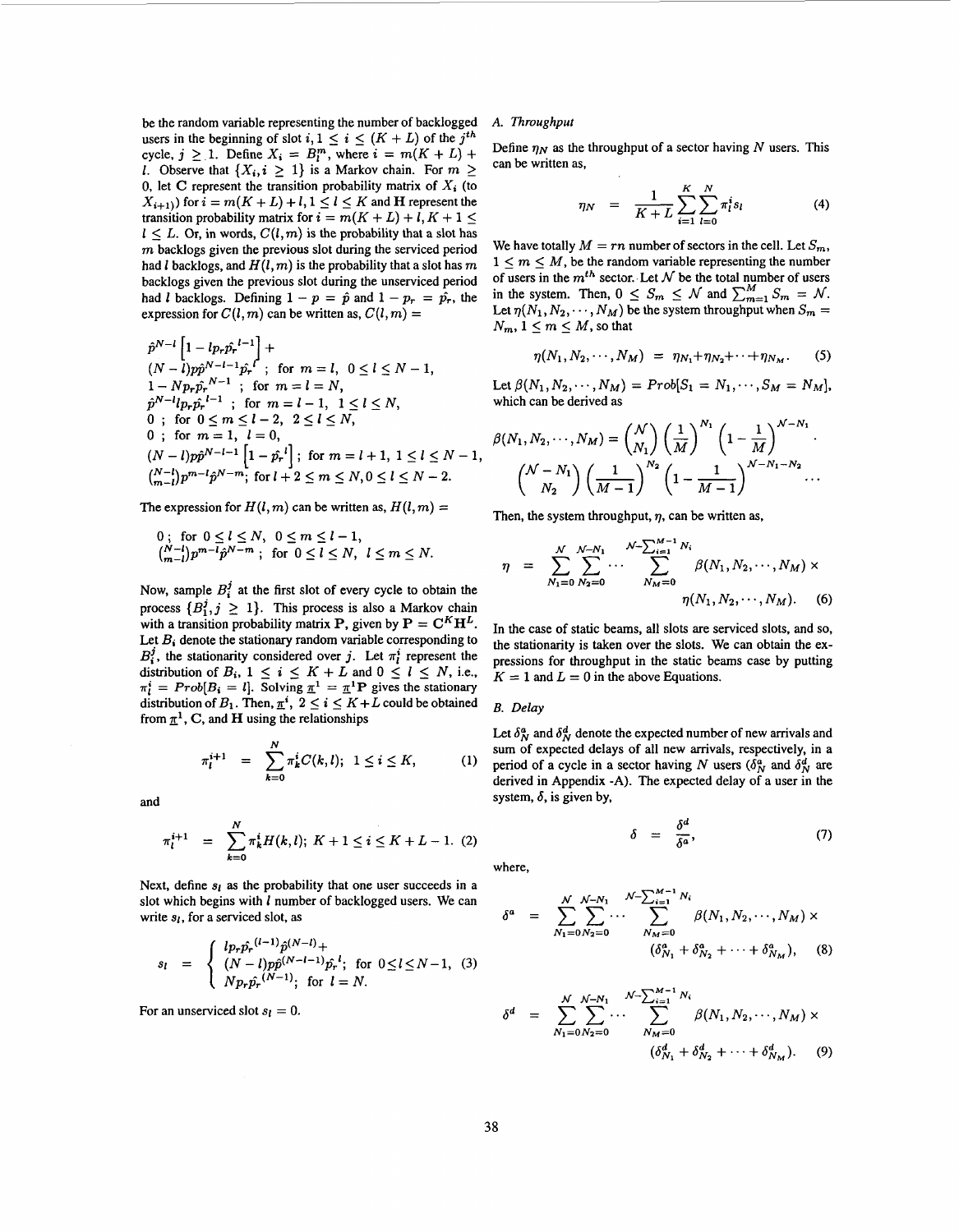be the random variable representing the number of backlogged users in the beginning of slot $i, 1 \leq i \leq (K+L)$ of the $j^{th}$ cycle, $j \geq 1$. Define $X_i = B_l^m$, where $i = m(K+L) + l$. Observe that $\{X_i, i \geq 1\}$ is a Markov chain. For $m \geq 0$, let $\mathbf{C}$ represent the transition probability matrix of $X_i$ (to $X_{i+1}$)) for $i = m(K+L)+l, 1 \leq l \leq K$ and $\mathbf{H}$ represent the transition probability matrix for $i = m(K+L)+l, K+1 \leq l \leq L$. Or, in words, $C(l,m)$ is the probability that a slot has $m$ backlogs given the previous slot during the serviced period had $l$ backlogs, and $H(l,m)$ is the probability that a slot has $m$ backlogs given the previous slot during the unserviced period had $l$ backlogs. Defining $1-p = \hat{p}$ and $1-p_r = \hat{p_r}$, the expression for $C(l,m)$ can be written as, $C(l,m) =$

$$
\begin{aligned}
&\hat{p}^{N-l}\left[1 - lp_r\hat{p_r}^{l-1}\right] + \\
&(N-l)p\hat{p}^{N-l-1}\hat{p_r}^{l} \;;\; \text{for } m=l,\ 0 \leq l \leq N-1, \\
&1 - Np_r\hat{p_r}^{N-1} \;;\; \text{for } m=l=N, \\
&\hat{p}^{N-l}lp_r\hat{p_r}^{l-1} \;;\; \text{for } m=l-1,\ 1 \leq l \leq N, \\
&0 \;;\; \text{for } 0 \leq m \leq l-2,\ 2 \leq l \leq N, \\
&0 \;;\; \text{for } m=1,\ l=0, \\
&(N-l)p\hat{p}^{N-l-1}\left[1 - \hat{p_r}^{l}\right] ; \text{for } m=l+1,\ 1 \leq l \leq N-1, \\
&\tbinom{N-l}{m-l}p^{m-l}\hat{p}^{N-m} ; \text{for } l+2 \leq m \leq N, 0 \leq l \leq N-2.
\end{aligned}
$$

The expression for $H(l,m)$ can be written as, $H(l,m) =$

$$
\begin{aligned}
&0 \;;\; \text{for } 0 \leq l \leq N,\ 0 \leq m \leq l-1, \\
&\tbinom{N-l}{m-l}p^{m-l}\hat{p}^{N-m} \;;\; \text{for } 0 \leq l \leq N,\ l \leq m \leq N.
\end{aligned}
$$

Now, sample $B_i^j$ at the first slot of every cycle to obtain the process $\{B_1^j, j \geq 1\}$. This process is also a Markov chain with a transition probability matrix $\mathbf{P}$, given by $\mathbf{P} = \mathbf{C}^K\mathbf{H}^L$. Let $B_i$ denote the stationary random variable corresponding to $B_i^j$, the stationarity considered over $j$. Let $\pi_l^i$ represent the distribution of $B_i$, $1 \leq i \leq K+L$ and $0 \leq l \leq N$, i.e., $\pi_l^i = Prob[B_i = l]$. Solving $\underline{\pi}^1 = \underline{\pi}^1\mathbf{P}$ gives the stationary distribution of $B_1$. Then, $\underline{\pi}^i$, $2 \leq i \leq K+L$ could be obtained from $\underline{\pi}^1$, $\mathbf{C}$, and $\mathbf{H}$ using the relationships

$$
\pi_l^{i+1} = \sum_{k=0}^{N} \pi_k^i C(k,l);\ 1 \leq i \leq K, \tag{1}
$$

and

$$
\pi_l^{i+1} = \sum_{k=0}^{N} \pi_k^i H(k,l);\ K+1 \leq i \leq K+L-1. \tag{2}
$$

Next, define $s_l$ as the probability that one user succeeds in a slot which begins with $l$ number of backlogged users. We can write $s_l$, for a serviced slot, as

$$
s_l = \begin{cases} lp_r\hat{p_r}^{(l-1)}\hat{p}^{(N-l)} + \\ (N-l)p\hat{p}^{(N-l-1)}\hat{p_r}^{l};\ \text{for } 0 \leq l \leq N-1, \\ Np_r\hat{p_r}^{(N-1)};\ \text{for } l=N. \end{cases} \tag{3}
$$

For an unserviced slot $s_l = 0$.

### A. Throughput

Define $\eta_N$ as the throughput of a sector having $N$ users. This can be written as,

$$
\eta_N = \frac{1}{K+L}\sum_{i=1}^{K}\sum_{l=0}^{N}\pi_l^i s_l \tag{4}
$$

We have totally $M = rn$ number of sectors in the cell. Let $S_m$, $1 \leq m \leq M$, be the random variable representing the number of users in the $m^{th}$ sector. Let $\mathcal{N}$ be the total number of users in the system. Then, $0 \leq S_m \leq \mathcal{N}$ and $\sum_{m=1}^{M} S_m = \mathcal{N}$. Let $\eta(N_1, N_2, \cdots, N_M)$ be the system throughput when $S_m = N_m$, $1 \leq m \leq M$, so that

$$
\eta(N_1, N_2, \cdots, N_M) = \eta_{N_1} + \eta_{N_2} + \cdots + \eta_{N_M}. \tag{5}
$$

Let $\beta(N_1, N_2, \cdots, N_M) = Prob[S_1 = N_1, \cdots, S_M = N_M]$, which can be derived as

$$
\beta(N_1, N_2, \cdots, N_M) = \binom{\mathcal{N}}{N_1}\left(\frac{1}{M}\right)^{N_1}\left(1 - \frac{1}{M}\right)^{\mathcal{N}-N_1} \cdot \binom{\mathcal{N}-N_1}{N_2}\left(\frac{1}{M-1}\right)^{N_2}\left(1 - \frac{1}{M-1}\right)^{\mathcal{N}-N_1-N_2} \cdots
$$

Then, the system throughput, $\eta$, can be written as,

$$
\eta = \sum_{N_1=0}^{\mathcal{N}}\sum_{N_2=0}^{\mathcal{N}-N_1}\cdots\sum_{N_M=0}^{\mathcal{N}-\sum_{i=1}^{M-1}N_i} \beta(N_1, N_2, \cdots, N_M) \times \eta(N_1, N_2, \cdots, N_M). \tag{6}
$$

In the case of static beams, all slots are serviced slots, and so, the stationarity is taken over the slots. We can obtain the expressions for throughput in the static beams case by putting $K = 1$ and $L = 0$ in the above Equations.

### B. Delay

Let $\delta_N^a$ and $\delta_N^d$ denote the expected number of new arrivals and sum of expected delays of all new arrivals, respectively, in a period of a cycle in a sector having $N$ users ($\delta_N^a$ and $\delta_N^d$ are derived in Appendix -A). The expected delay of a user in the system, $\delta$, is given by,

$$
\delta = \frac{\delta^d}{\delta^a}, \tag{7}
$$

where,

$$
\delta^a = \sum_{N_1=0}^{\mathcal{N}}\sum_{N_2=0}^{\mathcal{N}-N_1}\cdots\sum_{N_M=0}^{\mathcal{N}-\sum_{i=1}^{M-1}N_i} \beta(N_1, N_2, \cdots, N_M) \times (\delta_{N_1}^a + \delta_{N_2}^a + \cdots + \delta_{N_M}^a), \tag{8}
$$

$$
\delta^d = \sum_{N_1=0}^{\mathcal{N}}\sum_{N_2=0}^{\mathcal{N}-N_1}\cdots\sum_{N_M=0}^{\mathcal{N}-\sum_{i=1}^{M-1}N_i} \beta(N_1, N_2, \cdots, N_M) \times (\delta_{N_1}^d + \delta_{N_2}^d + \cdots + \delta_{N_M}^d). \tag{9}
$$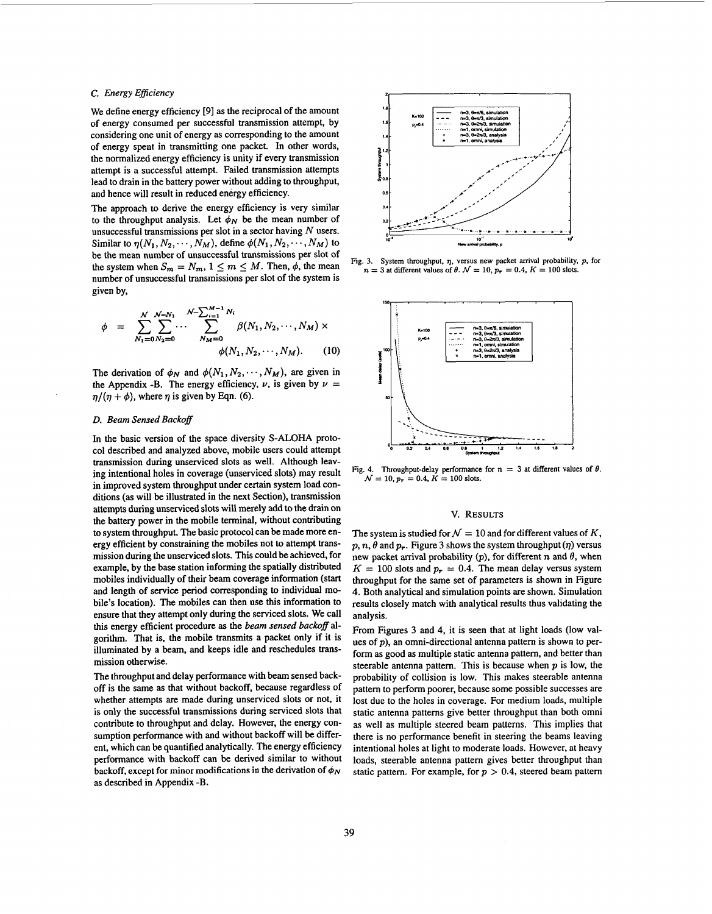### C. Energy Efficiency

We define energy efficiency [9] as the reciprocal of the amount of energy consumed per successful transmission attempt, by considering one unit of energy as corresponding to the amount of energy spent in transmitting one packet. In other words, the normalized energy efficiency is unity if every transmission attempt is a successful attempt. Failed transmission attempts lead to drain in the battery power without adding to throughput, and hence will result in reduced energy efficiency.

The approach to derive the energy efficiency is very similar to the throughput analysis. Let $\phi_N$ be the mean number of unsuccessful transmissions per slot in a sector having $N$ users. Similar to $\eta(N_1, N_2, \cdots, N_M)$, define $\phi(N_1, N_2, \cdots, N_M)$ to be the mean number of unsuccessful transmissions per slot of the system when $S_m = N_m$, $1 \leq m \leq M$. Then, $\phi$, the mean number of unsuccessful transmissions per slot of the system is given by,

$$\phi = \sum_{N_1=0}^{\mathcal{N}} \sum_{N_2=0}^{\mathcal{N}-N_1} \cdots \sum_{N_M=0}^{\mathcal{N}-\sum_{i=1}^{M-1} N_i} \beta(N_1, N_2, \cdots, N_M) \times \phi(N_1, N_2, \cdots, N_M). \quad (10)$$

The derivation of $\phi_N$ and $\phi(N_1, N_2, \cdots, N_M)$, are given in the Appendix -B. The energy efficiency, $\nu$, is given by $\nu = \eta/(\eta + \phi)$, where $\eta$ is given by Eqn. (6).

### D. Beam Sensed Backoff

In the basic version of the space diversity S-ALOHA protocol described and analyzed above, mobile users could attempt transmission during unserviced slots as well. Although leaving intentional holes in coverage (unserviced slots) may result in improved system throughput under certain system load conditions (as will be illustrated in the next Section), transmission attempts during unserviced slots will merely add to the drain on the battery power in the mobile terminal, without contributing to system throughput. The basic protocol can be made more energy efficient by constraining the mobiles not to attempt transmission during the unserviced slots. This could be achieved, for example, by the base station informing the spatially distributed mobiles individually of their beam coverage information (start and length of service period corresponding to individual mobile's location). The mobiles can then use this information to ensure that they attempt only during the serviced slots. We call this energy efficient procedure as the *beam sensed backoff* algorithm. That is, the mobile transmits a packet only if it is illuminated by a beam, and keeps idle and reschedules transmission otherwise.

The throughput and delay performance with beam sensed backoff is the same as that without backoff, because regardless of whether attempts are made during unserviced slots or not, it is only the successful transmissions during serviced slots that contribute to throughput and delay. However, the energy consumption performance with and without backoff will be different, which can be quantified analytically. The energy efficiency performance with backoff can be derived similar to without backoff, except for minor modifications in the derivation of $\phi_N$ as described in Appendix -B.

Fig. 3. System throughput, $\eta$, versus new packet arrival probability, $p$, for $n = 3$ at different values of $\theta$. $\mathcal{N} = 10$, $p_r = 0.4$, $K = 100$ slots.

Fig. 4. Throughput-delay performance for $n = 3$ at different values of $\theta$. $\mathcal{N} = 10$, $p_r = 0.4$, $K = 100$ slots.

## V. Results

The system is studied for $\mathcal{N} = 10$ and for different values of $K$, $p$, $n$, $\theta$ and $p_r$. Figure 3 shows the system throughput ($\eta$) versus new packet arrival probability ($p$), for different $n$ and $\theta$, when $K = 100$ slots and $p_r = 0.4$. The mean delay versus system throughput for the same set of parameters is shown in Figure 4. Both analytical and simulation points are shown. Simulation results closely match with analytical results thus validating the analysis.

From Figures 3 and 4, it is seen that at light loads (low values of $p$), an omni-directional antenna pattern is shown to perform as good as multiple static antenna pattern, and better than steerable antenna pattern. This is because when $p$ is low, the probability of collision is low. This makes steerable antenna pattern to perform poorer, because some possible successes are lost due to the holes in coverage. For medium loads, multiple static antenna patterns give better throughput than both omni as well as multiple steered beam patterns. This implies that there is no performance benefit in steering the beams leaving intentional holes at light to moderate loads. However, at heavy loads, steerable antenna pattern gives better throughput than static pattern. For example, for $p > 0.4$, steered beam pattern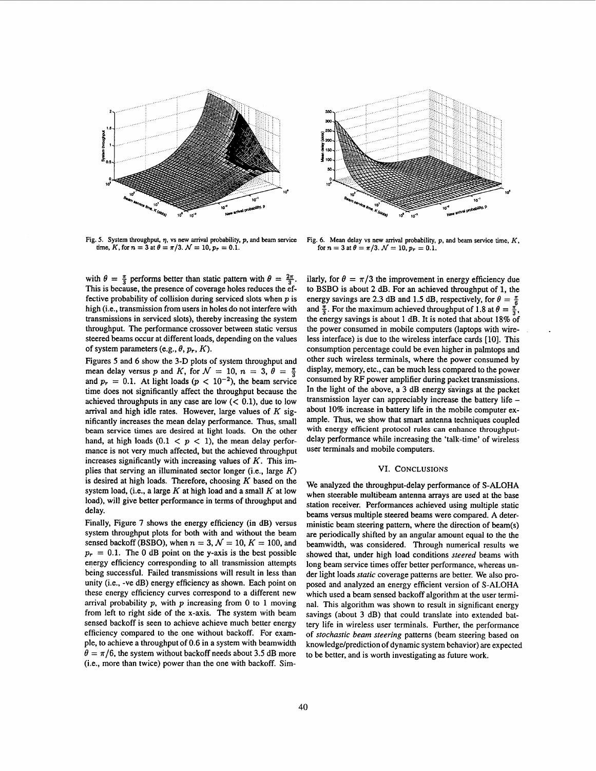Fig. 5. System throughput, $\eta$, vs new arrival probability, $p$, and beam service time, $K$, for $n = 3$ at $\theta = \pi/3$. $\mathcal{N} = 10, p_r = 0.1$.

Fig. 6. Mean delay vs new arrival probability, $p$, and beam service time, $K$, for $n = 3$ at $\theta = \pi/3$. $\mathcal{N} = 10, p_r = 0.1$.

with $\theta = \frac{\pi}{3}$ performs better than static pattern with $\theta = \frac{2\pi}{3}$. This is because, the presence of coverage holes reduces the effective probability of collision during serviced slots when $p$ is high (i.e., transmission from users in holes do not interfere with transmissions in serviced slots), thereby increasing the system throughput. The performance crossover between static versus steered beams occur at different loads, depending on the values of system parameters (e.g., $\theta$, $p_r$, $K$).

Figures 5 and 6 show the 3-D plots of system throughput and mean delay versus $p$ and $K$, for $\mathcal{N} = 10$, $n = 3$, $\theta = \frac{\pi}{3}$ and $p_r = 0.1$. At light loads ($p < 10^{-2}$), the beam service time does not significantly affect the throughput because the achieved throughputs in any case are low ($< 0.1$), due to low arrival and high idle rates. However, large values of $K$ significantly increases the mean delay performance. Thus, small beam service times are desired at light loads. On the other hand, at high loads ($0.1 < p < 1$), the mean delay performance is not very much affected, but the achieved throughput increases significantly with increasing values of $K$. This implies that serving an illuminated sector longer (i.e., large $K$) is desired at high loads. Therefore, choosing $K$ based on the system load, (i.e., a large $K$ at high load and a small $K$ at low load), will give better performance in terms of throughput and delay.

Finally, Figure 7 shows the energy efficiency (in dB) versus system throughput plots for both with and without the beam sensed backoff (BSBO), when $n = 3$, $\mathcal{N} = 10$, $K = 100$, and $p_r = 0.1$. The 0 dB point on the y-axis is the best possible energy efficiency corresponding to all transmission attempts being successful. Failed transmissions will result in less than unity (i.e., -ve dB) energy efficiency as shown. Each point on these energy efficiency curves correspond to a different new arrival probability $p$, with $p$ increasing from 0 to 1 moving from left to right side of the x-axis. The system with beam sensed backoff is seen to achieve achieve much better energy efficiency compared to the one without backoff. For example, to achieve a throughput of 0.6 in a system with beamwidth $\theta = \pi/6$, the system without backoff needs about 3.5 dB more (i.e., more than twice) power than the one with backoff. Similarly, for $\theta = \pi/3$ the improvement in energy efficiency due to BSBO is about 2 dB. For an achieved throughput of 1, the energy savings are 2.3 dB and 1.5 dB, respectively, for $\theta = \frac{\pi}{6}$ and $\frac{\pi}{3}$. For the maximum achieved throughput of 1.8 at $\theta = \frac{\pi}{3}$, the energy savings is about 1 dB. It is noted that about 18% of the power consumed in mobile computers (laptops with wireless interface) is due to the wireless interface cards [10]. This consumption percentage could be even higher in palmtops and other such wireless terminals, where the power consumed by display, memory, etc., can be much less compared to the power consumed by RF power amplifier during packet transmissions. In the light of the above, a 3 dB energy savings at the packet transmission layer can appreciably increase the battery life – about 10% increase in battery life in the mobile computer example. Thus, we show that smart antenna techniques coupled with energy efficient protocol rules can enhance throughput-delay performance while increasing the 'talk-time' of wireless user terminals and mobile computers.

## VI. Conclusions

We analyzed the throughput-delay performance of S-ALOHA when steerable multibeam antenna arrays are used at the base station receiver. Performances achieved using multiple static beams versus multiple steered beams were compared. A deterministic beam steering pattern, where the direction of beam(s) are periodically shifted by an angular amount equal to the the beamwidth, was considered. Through numerical results we showed that, under high load conditions *steered* beams with long beam service times offer better performance, whereas under light loads *static* coverage patterns are better. We also proposed and analyzed an energy efficient version of S-ALOHA which used a beam sensed backoff algorithm at the user terminal. This algorithm was shown to result in significant energy savings (about 3 dB) that could translate into extended battery life in wireless user terminals. Further, the performance of *stochastic beam steering* patterns (beam steering based on knowledge/prediction of dynamic system behavior) are expected to be better, and is worth investigating as future work.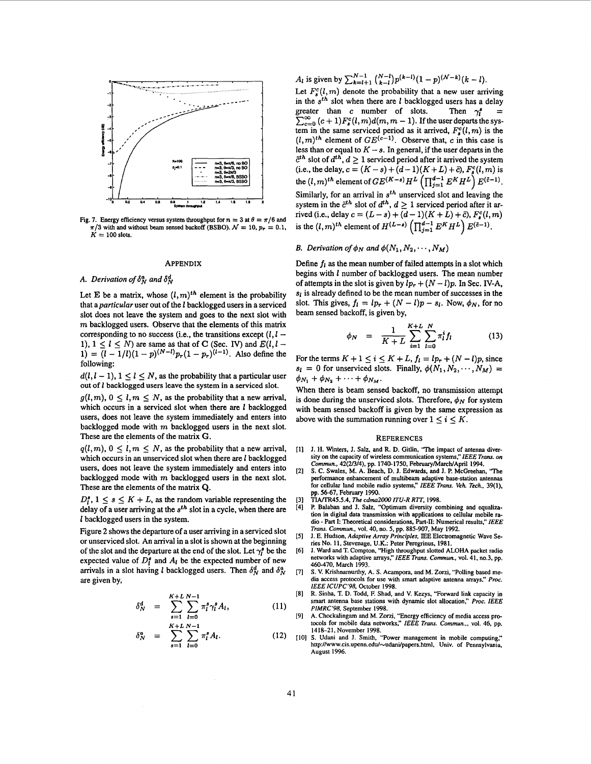0

-1

-2

-3

-4

-5

-6

-7

-8

-9

-10

0 0.2 0.4 0.6 0.8 1 1.2 1.4 1.6 1.8 2

System throughput

Energy efficiency (dB)

K=100

$p_r$=0.1

n=3, θ=π/6, no BO

n=3, θ=π/3, no BO

n=3, θ=2π/3

n=3, θ=π/6, BSBO

n=3, θ=π/3, BSBO

Fig. 7. Energy efficiency versus system throughput for $n = 3$ at $\theta = \pi/6$ and $\pi/3$ with and without beam sensed backoff (BSBO). $N = 10$, $p_r = 0.1$, $K = 100$ slots.

## APPENDIX

### A. Derivation of $\delta_N^a$ and $\delta_N^d$

Let E be a matrix, whose $(l,m)^{th}$ element is the probability that a *particular* user out of the $l$ backlogged users in a serviced slot does not leave the system and goes to the next slot with $m$ backlogged users. Observe that the elements of this matrix corresponding to no success (i.e., the transitions except $(l, l-1)$, $1 \leq l \leq N$) are same as that of C (Sec. IV) and $E(l, l-1) = (l - 1/l)(1-p)^{(N-l)}p_r(1-p_r)^{(l-1)}$. Also define the following:

$d(l, l-1), 1 \leq l \leq N$, as the probability that a particular user out of $l$ backlogged users leave the system in a serviced slot.

$g(l,m), 0 \leq l, m \leq N$, as the probability that a new arrival, which occurs in a serviced slot when there are $l$ backlogged users, does not leave the system immediately and enters into backlogged mode with $m$ backlogged users in the next slot. These are the elements of the matrix G.

$q(l,m), 0 \leq l, m \leq N$, as the probability that a new arrival, which occurs in an unserviced slot when there are $l$ backlogged users, does not leave the system immediately and enters into backlogged mode with $m$ backlogged users in the next slot. These are the elements of the matrix Q.

$D_l^s, 1 \leq s \leq K + L$, as the random variable representing the delay of a user arriving at the $s^{th}$ slot in a cycle, when there are $l$ backlogged users in the system.

Figure 2 shows the departure of a user arriving in a serviced slot or unserviced slot. An arrival in a slot is shown at the beginning of the slot and the departure at the end of the slot. Let $\gamma_l^s$ be the expected value of $D_l^s$ and $A_l$ be the expected number of new arrivals in a slot having $l$ backlogged users. Then $\delta_N^d$ and $\delta_N^a$ are given by,

$$\delta_N^d = \sum_{s=1}^{K+L}\sum_{l=0}^{N-1} \pi_l^s \gamma_l^s A_l, \tag{11}$$

$$\delta_N^a = \sum_{s=1}^{K+L}\sum_{l=0}^{N-1} \pi_l^s A_l. \tag{12}$$

$A_l$ is given by $\sum_{k=l+1}^{N-1} \binom{N-l}{k-l} p^{(k-l)}(1-p)^{(N-k)}(k-l)$.

Let $F_s^c(l,m)$ denote the probability that a new user arriving in the $s^{th}$ slot when there are $l$ backlogged users has a delay greater than $c$ number of slots. Then $\gamma_l^s = \sum_{c=0}^{\infty}(c+1)F_s^c(l,m)d(m,m-1)$. If the user departs the system in the same serviced period as it arrived, $F_s^c(l,m)$ is the $(l,m)^{th}$ element of $GE^{(c-1)}$. Observe that, $c$ in this case is less than or equal to $K - s$. In general, if the user departs in the $\bar{c}^{th}$ slot of $d^{th}$, $d \geq 1$ serviced period after it arrived the system (i.e., the delay, $c = (K-s) + (d-1)(K+L) + \bar{c}$), $F_s^c(l,m)$ is the $(l,m)^{th}$ element of $GE^{(K-s)}H^L \left(\prod_{j=1}^{d-1} E^K H^L\right) E^{(\bar{c}-1)}$. Similarly, for an arrival in $s^{th}$ unserviced slot and leaving the system in the $\bar{c}^{th}$ slot of $d^{th}$, $d \geq 1$ serviced period after it arrived (i.e., delay $c = (L-s) + (d-1)(K+L) + \bar{c}$), $F_s^c(l,m)$ is the $(l,m)^{th}$ element of $H^{(L-s)}\left(\prod_{j=1}^{d-1} E^K H^L\right) E^{(\bar{c}-1)}$.

### B. Derivation of $\phi_N$ and $\phi(N_1, N_2, \cdots, N_M)$

Define $f_l$ as the mean number of failed attempts in a slot which begins with $l$ number of backlogged users. The mean number of attempts in the slot is given by $lp_r + (N-l)p$. In Sec. IV-A, $s_l$ is already defined to be the mean number of successes in the slot. This gives, $f_l = lp_r + (N-l)p - s_l$. Now, $\phi_N$, for no beam sensed backoff, is given by,

$$\phi_N = \frac{1}{K+L}\sum_{i=1}^{K+L}\sum_{l=0}^{N} \pi_l^i f_l \tag{13}$$

For the terms $K+1 \leq i \leq K+L$, $f_l = lp_r + (N-l)p$, since $s_l = 0$ for unserviced slots. Finally, $\phi(N_1, N_2, \cdots, N_M) = \phi_{N_1} + \phi_{N_2} + \cdots + \phi_{N_M}$.

When there is beam sensed backoff, no transmission attempt is done during the unserviced slots. Therefore, $\phi_N$ for system with beam sensed backoff is given by the same expression as above with the summation running over $1 \leq i \leq K$.

## REFERENCES

[1] J. H. Winters, J. Salz, and R. D. Gitlin, "The impact of antenna diversity on the capacity of wireless communication systems," *IEEE Trans. on Commun.*, 42(2/3/4), pp. 1740-1750, February/March/April 1994.

[2] S. C. Swales, M. A. Beach, D. J. Edwards, and J. P. McGreehan, "The performance enhancement of multibeam adaptive base-station antennas for cellular land mobile radio systems," *IEEE Trans. Veh. Tech.*, 39(1), pp. 56-67, February 1990.

[3] TIA/TR45.5.4, *The cdma2000 ITU-R RTT*, 1998.

[4] P. Balaban and J. Salz, "Optimum diversity combining and equalization in digital data transmission with applications to cellular mobile radio - Part I: Theoretical considerations, Part-II: Numerical results," *IEEE Trans. Commun.*, vol. 40, no. 5, pp. 885-907, May 1992.

[5] J. E. Hudson, *Adaptive Array Principles*, IEE Electromagnetic Wave Series No. 11, Stevenage, U.K.: Peter Peregrinus, 1981.

[6] J. Ward and T. Compton, "High throughput slotted ALOHA packet radio networks with adaptive arrays," *IEEE Trans. Commun.*, vol. 41, no.3, pp. 460-470, March 1993.

[7] S. V. Krishnamurthy, A. S. Acampora, and M. Zorzi, "Polling based media access protocols for use with smart adaptive antenna arrays," *Proc. IEEE ICUPC'98*, October 1998.

[8] R. Sinha, T. D. Todd, F. Shad, and V. Kezys, "Forward link capacity in smart antenna base stations with dynamic slot allocation," *Proc. IEEE PIMRC'98*, September 1998.

[9] A. Chockalingam and M. Zorzi, "Energy efficiency of media access protocols for mobile data networks," *IEEE Trans. Commun.*, vol. 46, pp. 1418-21, November 1998.

[10] S. Udani and J. Smith, "Power management in mobile computing," http://www.cis.upenn.edu/~udani/papers.html, Univ. of Pennsylvania, August 1996.